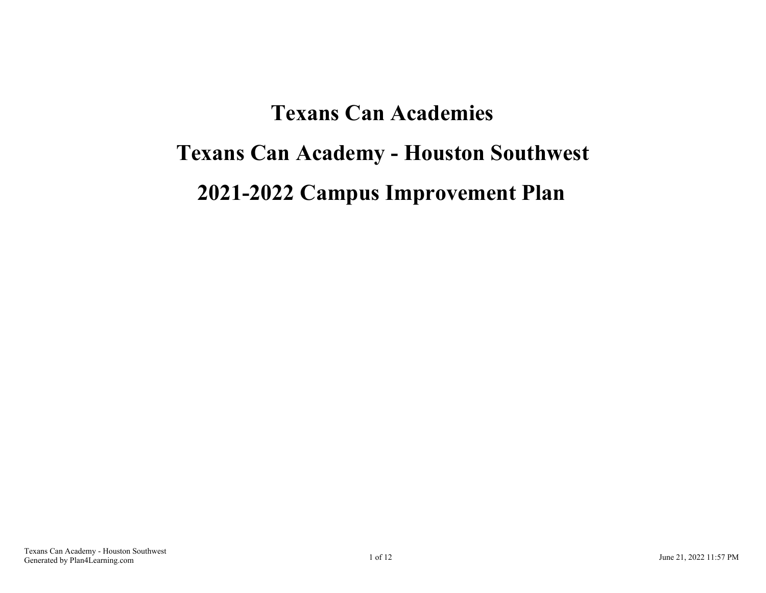# Texans Can Academies

# Texans Can Academy - Houston Southwest

# 2021-2022 Campus Improvement Plan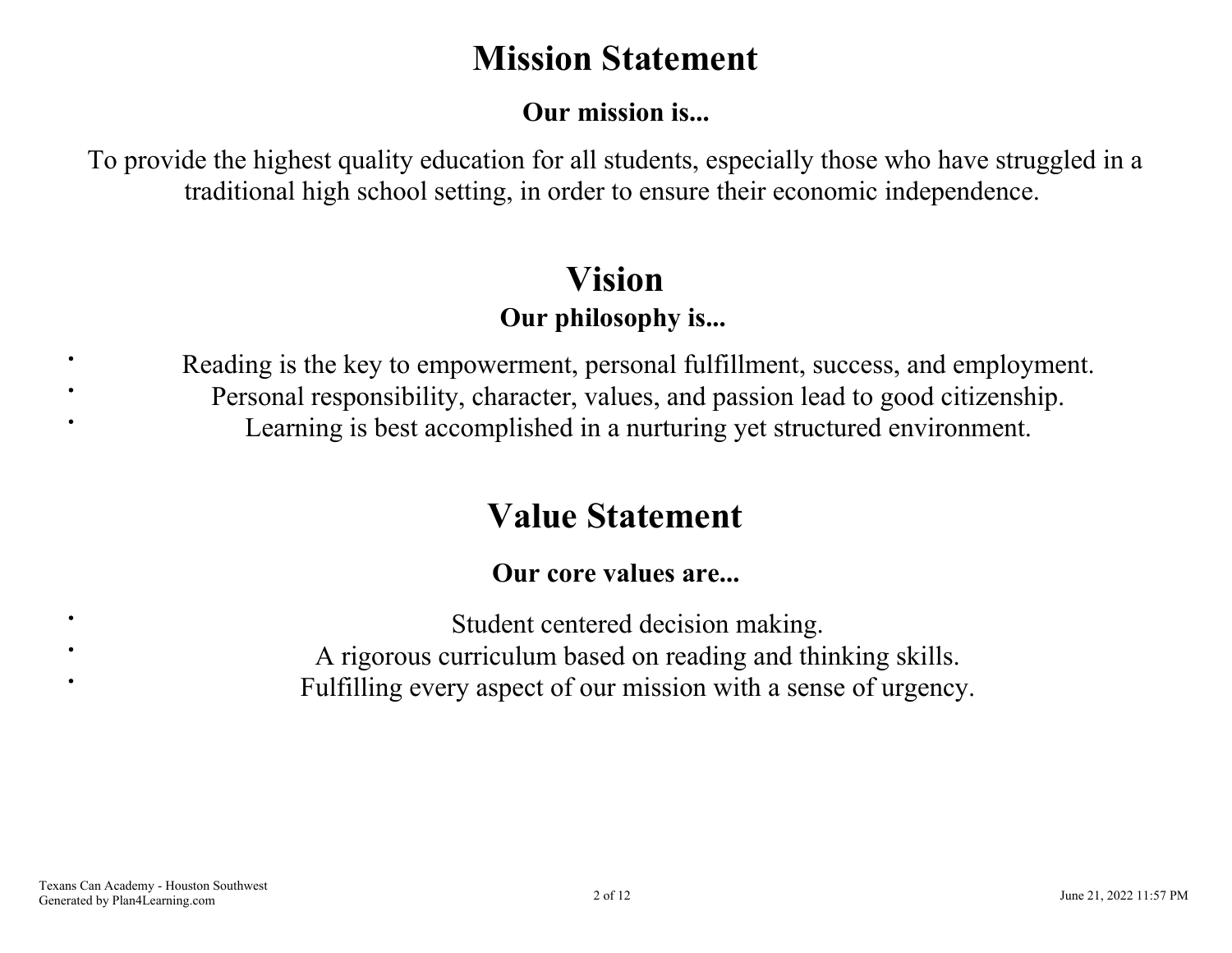# Mission Statement

### Our mission is...

To provide the highest quality education for all students, especially those who have struggled in a traditional high school setting, in order to ensure their economic independence.

# Vision

### Our philosophy is...

- Reading is the key to empowerment, personal fulfillment, success, and employment.
- Personal responsibility, character, values, and passion lead to good citizenship.
- Learning is best accomplished in a nurturing yet structured environment.

# Value Statement

### Our core values are...

- Student centered decision making.
- A rigorous curriculum based on reading and thinking skills.
- Fulfilling every aspect of our mission with a sense of urgency.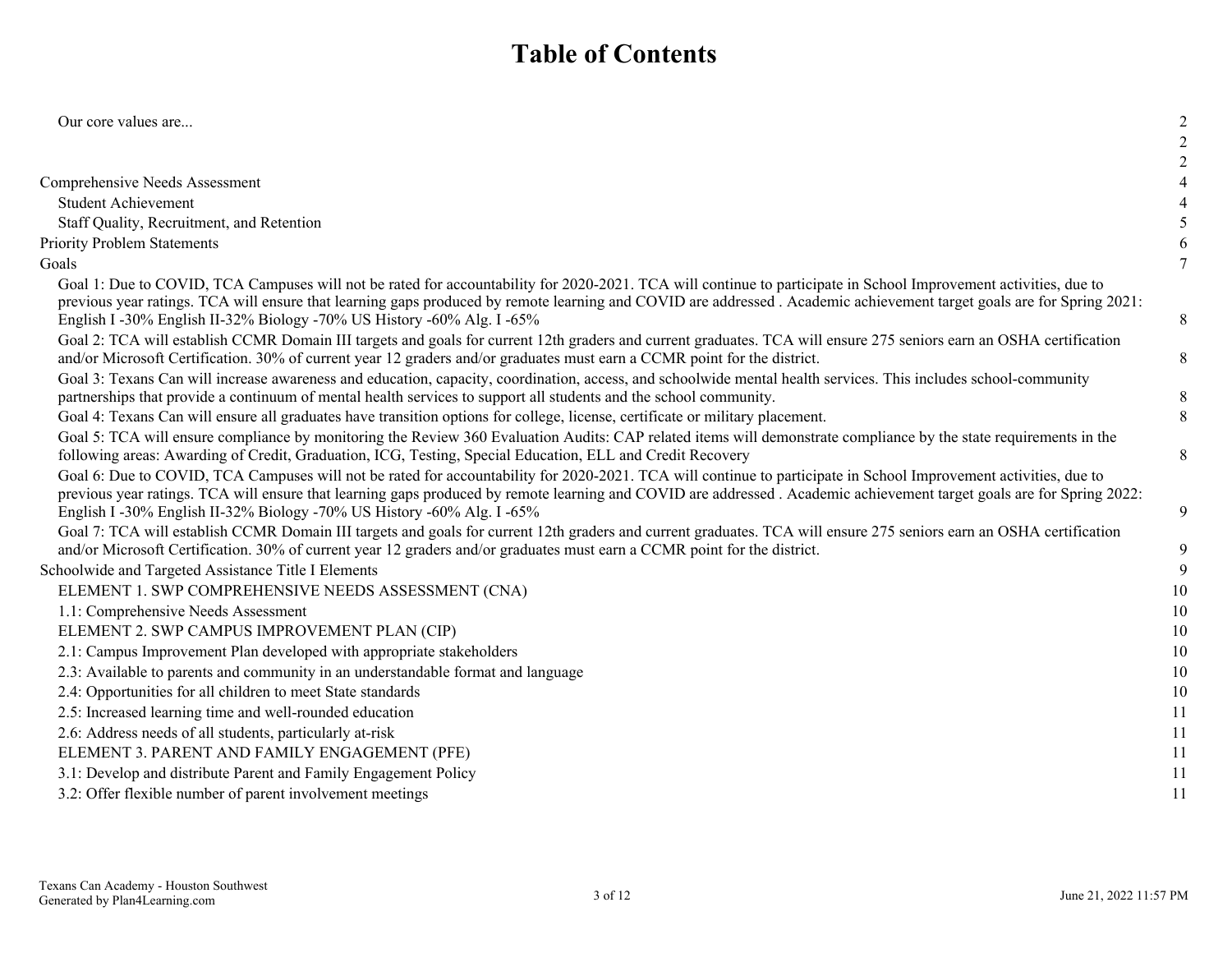# Table of Contents

| | |
|---|---|
| Our core values are... | 2 |
| | 2 |
| | 2 |
| Comprehensive Needs Assessment | 4 |
| Student Achievement | 4 |
| Staff Quality, Recruitment, and Retention | 5 |
| Priority Problem Statements | 6 |
| Goals | 7 |
| Goal 1: Due to COVID, TCA Campuses will not be rated for accountability for 2020-2021. TCA will continue to participate in School Improvement activities, due to previous year ratings. TCA will ensure that learning gaps produced by remote learning and COVID are addressed . Academic achievement target goals are for Spring 2021: English I -30% English II-32% Biology -70% US History -60% Alg. I -65% | 8 |
| Goal 2: TCA will establish CCMR Domain III targets and goals for current 12th graders and current graduates. TCA will ensure 275 seniors earn an OSHA certification and/or Microsoft Certification. 30% of current year 12 graders and/or graduates must earn a CCMR point for the district. | 8 |
| Goal 3: Texans Can will increase awareness and education, capacity, coordination, access, and schoolwide mental health services. This includes school-community partnerships that provide a continuum of mental health services to support all students and the school community. | 8 |
| Goal 4: Texans Can will ensure all graduates have transition options for college, license, certificate or military placement. | 8 |
| Goal 5: TCA will ensure compliance by monitoring the Review 360 Evaluation Audits: CAP related items will demonstrate compliance by the state requirements in the following areas: Awarding of Credit, Graduation, ICG, Testing, Special Education, ELL and Credit Recovery | 8 |
| Goal 6: Due to COVID, TCA Campuses will not be rated for accountability for 2020-2021. TCA will continue to participate in School Improvement activities, due to previous year ratings. TCA will ensure that learning gaps produced by remote learning and COVID are addressed . Academic achievement target goals are for Spring 2022: English I -30% English II-32% Biology -70% US History -60% Alg. I -65% | 9 |
| Goal 7: TCA will establish CCMR Domain III targets and goals for current 12th graders and current graduates. TCA will ensure 275 seniors earn an OSHA certification and/or Microsoft Certification. 30% of current year 12 graders and/or graduates must earn a CCMR point for the district. | 9 |
| Schoolwide and Targeted Assistance Title I Elements | 9 |
| ELEMENT 1. SWP COMPREHENSIVE NEEDS ASSESSMENT (CNA) | 10 |
| 1.1: Comprehensive Needs Assessment | 10 |
| ELEMENT 2. SWP CAMPUS IMPROVEMENT PLAN (CIP) | 10 |
| 2.1: Campus Improvement Plan developed with appropriate stakeholders | 10 |
| 2.3: Available to parents and community in an understandable format and language | 10 |
| 2.4: Opportunities for all children to meet State standards | 10 |
| 2.5: Increased learning time and well-rounded education | 11 |
| 2.6: Address needs of all students, particularly at-risk | 11 |
| ELEMENT 3. PARENT AND FAMILY ENGAGEMENT (PFE) | 11 |
| 3.1: Develop and distribute Parent and Family Engagement Policy | 11 |
| 3.2: Offer flexible number of parent involvement meetings | 11 |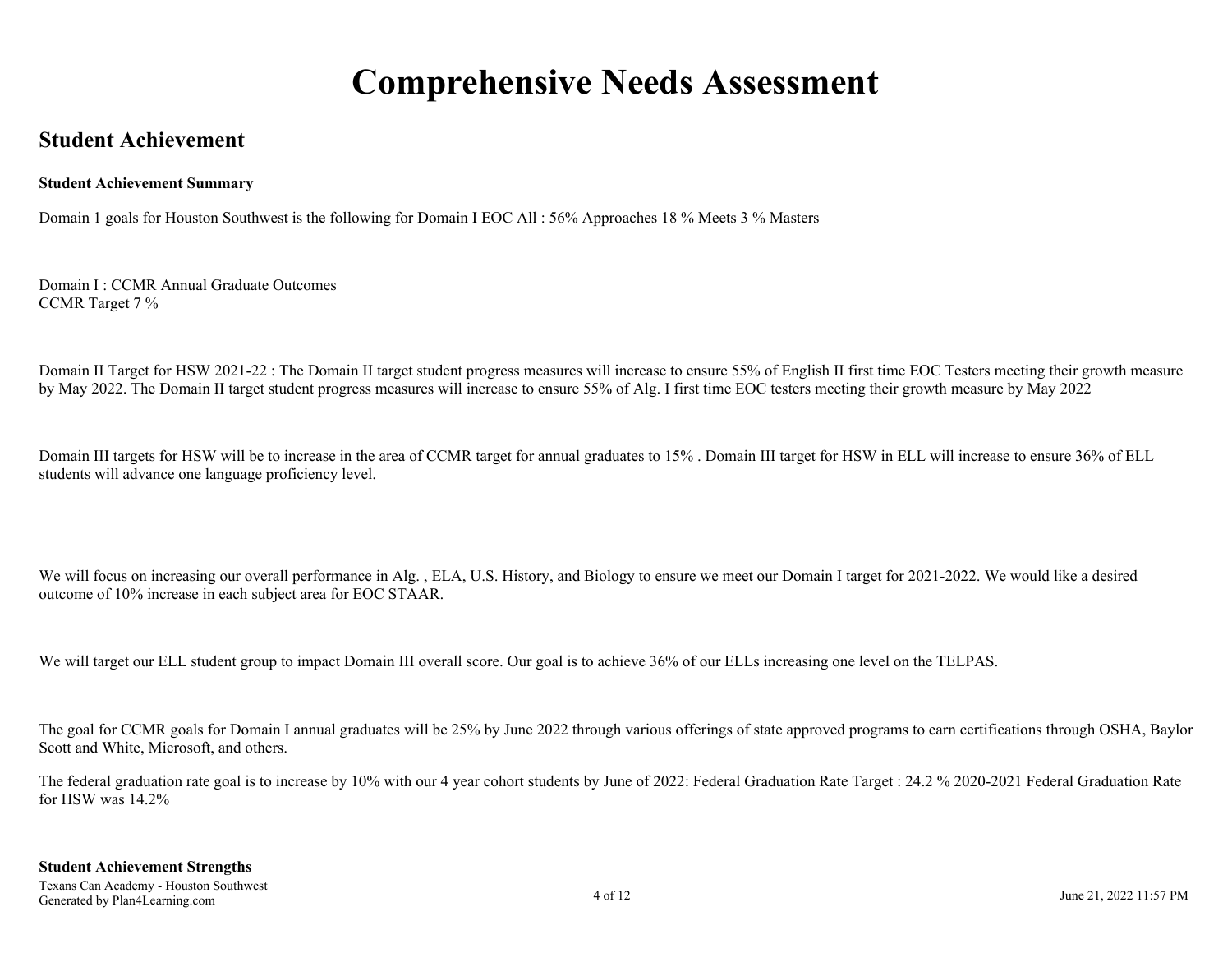# Comprehensive Needs Assessment

## Student Achievement

**Student Achievement Summary**

Domain 1 goals for Houston Southwest is the following for Domain I EOC All : 56% Approaches 18 % Meets 3 % Masters

Domain I : CCMR Annual Graduate Outcomes
CCMR Target 7 %

Domain II Target for HSW 2021-22 : The Domain II target student progress measures will increase to ensure 55% of English II first time EOC Testers meeting their growth measure by May 2022. The Domain II target student progress measures will increase to ensure 55% of Alg. I first time EOC testers meeting their growth measure by May 2022

Domain III targets for HSW will be to increase in the area of CCMR target for annual graduates to 15% . Domain III target for HSW in ELL will increase to ensure 36% of ELL students will advance one language proficiency level.

We will focus on increasing our overall performance in Alg. , ELA, U.S. History, and Biology to ensure we meet our Domain I target for 2021-2022. We would like a desired outcome of 10% increase in each subject area for EOC STAAR.

We will target our ELL student group to impact Domain III overall score. Our goal is to achieve 36% of our ELLs increasing one level on the TELPAS.

The goal for CCMR goals for Domain I annual graduates will be 25% by June 2022 through various offerings of state approved programs to earn certifications through OSHA, Baylor Scott and White, Microsoft, and others.

The federal graduation rate goal is to increase by 10% with our 4 year cohort students by June of 2022: Federal Graduation Rate Target : 24.2 % 2020-2021 Federal Graduation Rate for HSW was 14.2%

**Student Achievement Strengths**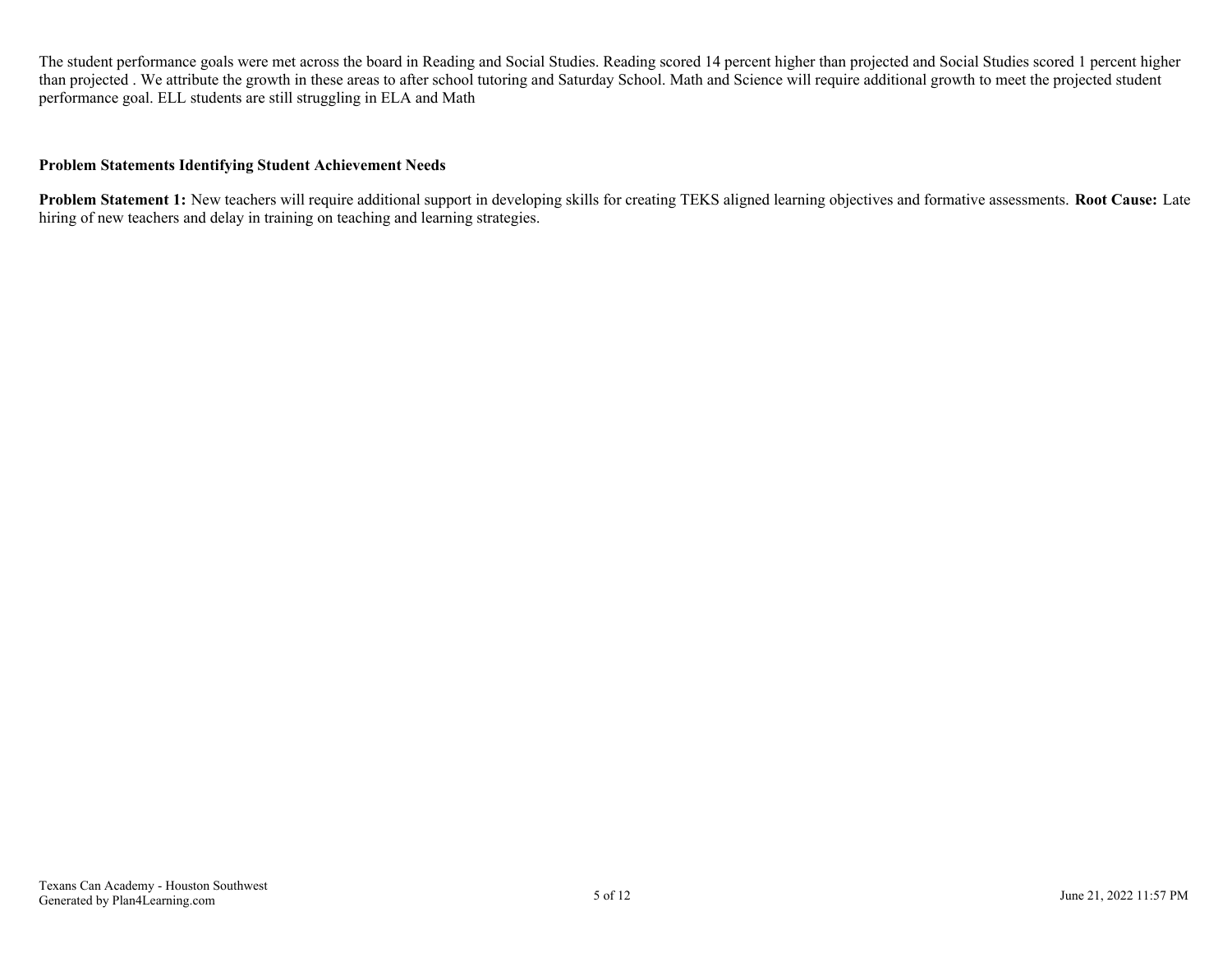The student performance goals were met across the board in Reading and Social Studies. Reading scored 14 percent higher than projected and Social Studies scored 1 percent higher than projected . We attribute the growth in these areas to after school tutoring and Saturday School. Math and Science will require additional growth to meet the projected student performance goal. ELL students are still struggling in ELA and Math

**Problem Statements Identifying Student Achievement Needs**

**Problem Statement 1:** New teachers will require additional support in developing skills for creating TEKS aligned learning objectives and formative assessments. **Root Cause:** Late hiring of new teachers and delay in training on teaching and learning strategies.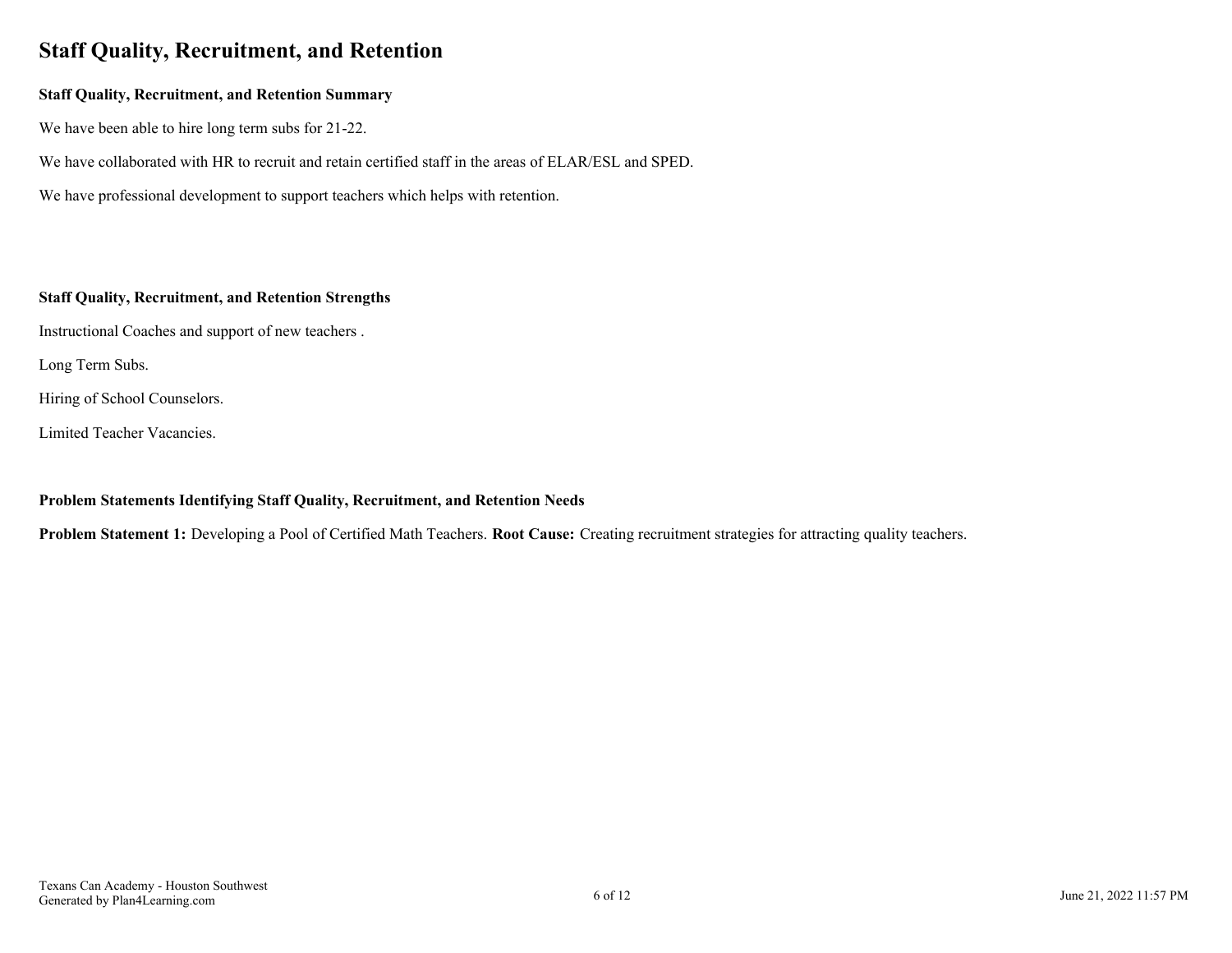# Staff Quality, Recruitment, and Retention

### Staff Quality, Recruitment, and Retention Summary

We have been able to hire long term subs for 21-22.

We have collaborated with HR to recruit and retain certified staff in the areas of ELAR/ESL and SPED.

We have professional development to support teachers which helps with retention.

### Staff Quality, Recruitment, and Retention Strengths

Instructional Coaches and support of new teachers .

Long Term Subs.

Hiring of School Counselors.

Limited Teacher Vacancies.

### Problem Statements Identifying Staff Quality, Recruitment, and Retention Needs

**Problem Statement 1:** Developing a Pool of Certified Math Teachers. **Root Cause:** Creating recruitment strategies for attracting quality teachers.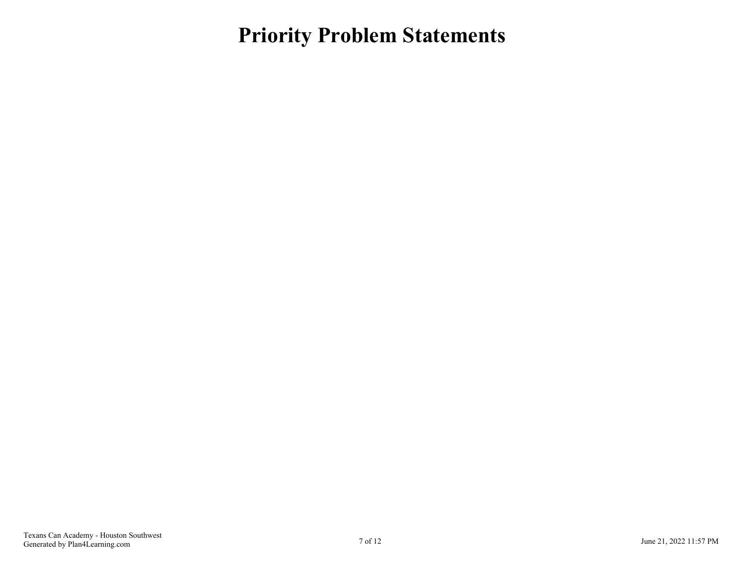# Priority Problem Statements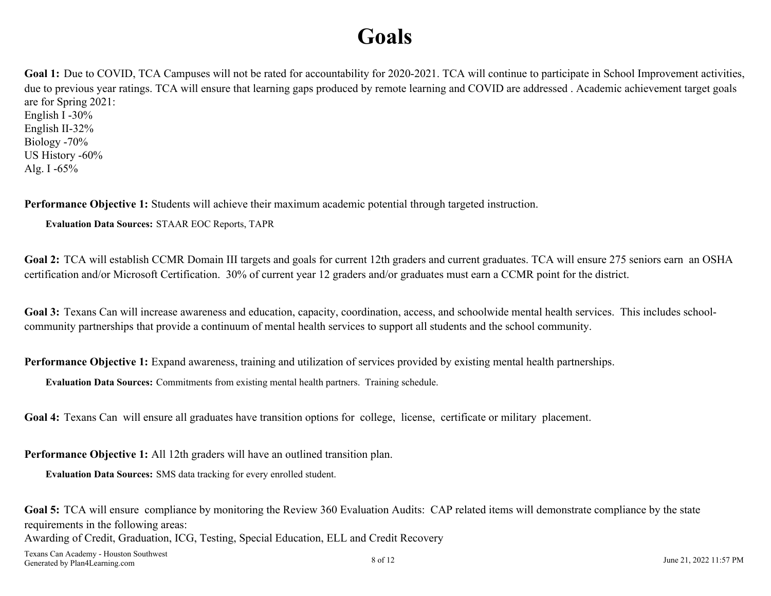# Goals

**Goal 1:** Due to COVID, TCA Campuses will not be rated for accountability for 2020-2021. TCA will continue to participate in School Improvement activities, due to previous year ratings. TCA will ensure that learning gaps produced by remote learning and COVID are addressed . Academic achievement target goals are for Spring 2021:
English I -30%
English II-32%
Biology -70%
US History -60%
Alg. I -65%

**Performance Objective 1:** Students will achieve their maximum academic potential through targeted instruction.

**Evaluation Data Sources:** STAAR EOC Reports, TAPR

**Goal 2:** TCA will establish CCMR Domain III targets and goals for current 12th graders and current graduates. TCA will ensure 275 seniors earn an OSHA certification and/or Microsoft Certification. 30% of current year 12 graders and/or graduates must earn a CCMR point for the district.

**Goal 3:** Texans Can will increase awareness and education, capacity, coordination, access, and schoolwide mental health services. This includes school-community partnerships that provide a continuum of mental health services to support all students and the school community.

**Performance Objective 1:** Expand awareness, training and utilization of services provided by existing mental health partnerships.

**Evaluation Data Sources:** Commitments from existing mental health partners. Training schedule.

**Goal 4:** Texans Can will ensure all graduates have transition options for college, license, certificate or military placement.

**Performance Objective 1:** All 12th graders will have an outlined transition plan.

**Evaluation Data Sources:** SMS data tracking for every enrolled student.

**Goal 5:** TCA will ensure compliance by monitoring the Review 360 Evaluation Audits: CAP related items will demonstrate compliance by the state requirements in the following areas:
Awarding of Credit, Graduation, ICG, Testing, Special Education, ELL and Credit Recovery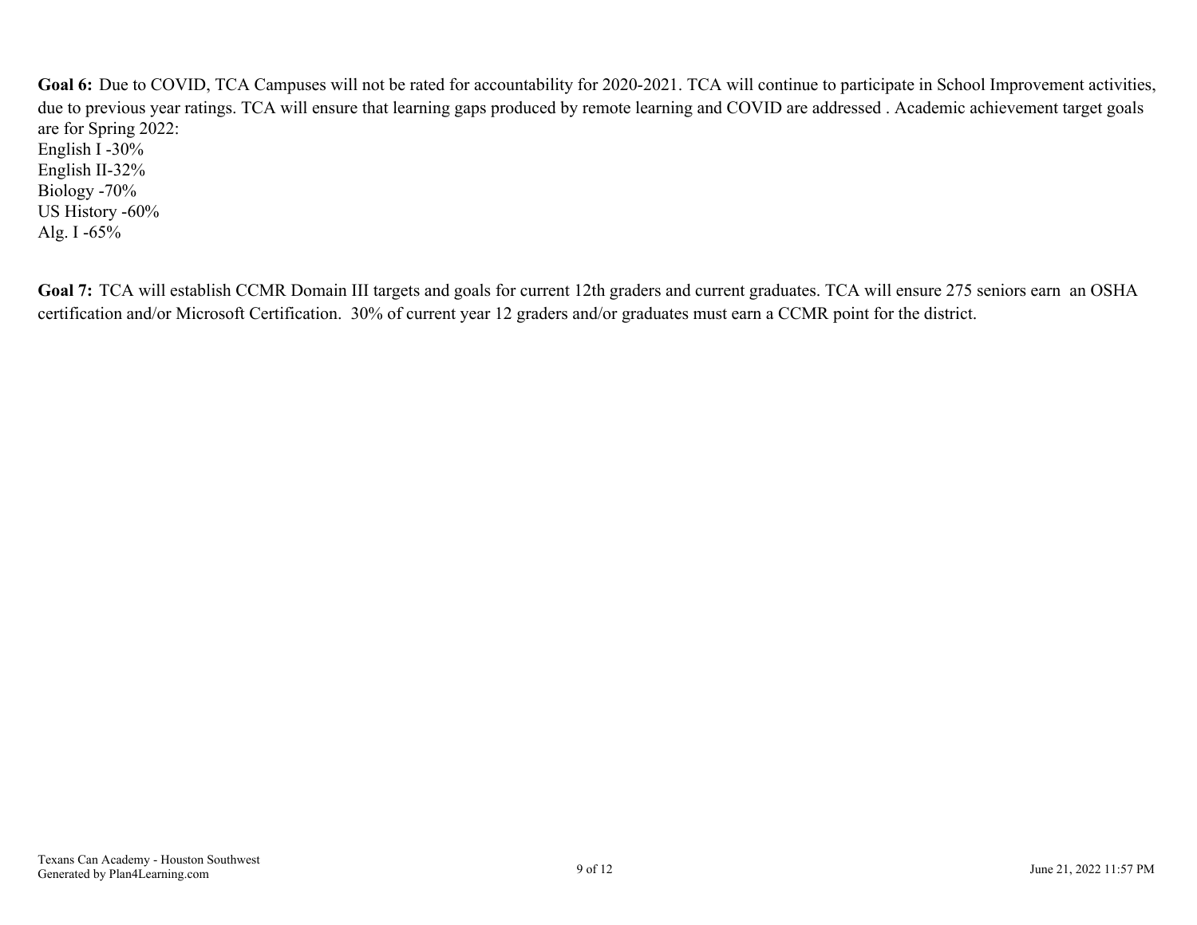**Goal 6:** Due to COVID, TCA Campuses will not be rated for accountability for 2020-2021. TCA will continue to participate in School Improvement activities, due to previous year ratings. TCA will ensure that learning gaps produced by remote learning and COVID are addressed . Academic achievement target goals are for Spring 2022:
English I -30%
English II-32%
Biology -70%
US History -60%
Alg. I -65%

**Goal 7:** TCA will establish CCMR Domain III targets and goals for current 12th graders and current graduates. TCA will ensure 275 seniors earn an OSHA certification and/or Microsoft Certification. 30% of current year 12 graders and/or graduates must earn a CCMR point for the district.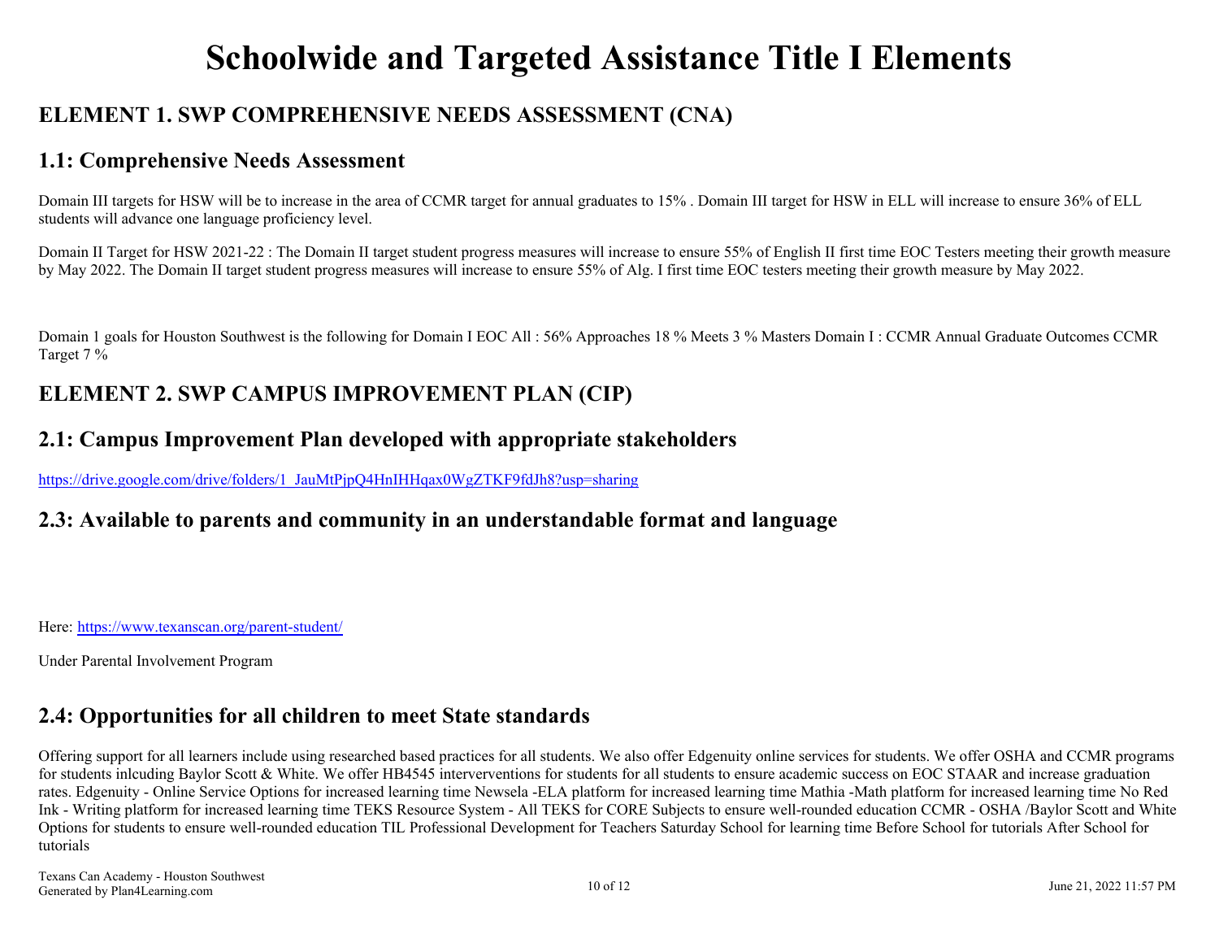# Schoolwide and Targeted Assistance Title I Elements

## ELEMENT 1. SWP COMPREHENSIVE NEEDS ASSESSMENT (CNA)

### 1.1: Comprehensive Needs Assessment

Domain III targets for HSW will be to increase in the area of CCMR target for annual graduates to 15% . Domain III target for HSW in ELL will increase to ensure 36% of ELL students will advance one language proficiency level.

Domain II Target for HSW 2021-22 : The Domain II target student progress measures will increase to ensure 55% of English II first time EOC Testers meeting their growth measure by May 2022. The Domain II target student progress measures will increase to ensure 55% of Alg. I first time EOC testers meeting their growth measure by May 2022.

Domain 1 goals for Houston Southwest is the following for Domain I EOC All : 56% Approaches 18 % Meets 3 % Masters Domain I : CCMR Annual Graduate Outcomes CCMR Target 7 %

## ELEMENT 2. SWP CAMPUS IMPROVEMENT PLAN (CIP)

### 2.1: Campus Improvement Plan developed with appropriate stakeholders

https://drive.google.com/drive/folders/1_JauMtPjpQ4HnIHHqax0WgZTKF9fdJh8?usp=sharing

### 2.3: Available to parents and community in an understandable format and language

Here: https://www.texanscan.org/parent-student/

Under Parental Involvement Program

### 2.4: Opportunities for all children to meet State standards

Offering support for all learners include using researched based practices for all students. We also offer Edgenuity online services for students. We offer OSHA and CCMR programs for students inlcuding Baylor Scott & White. We offer HB4545 interverventions for students for all students to ensure academic success on EOC STAAR and increase graduation rates. Edgenuity - Online Service Options for increased learning time Newsela -ELA platform for increased learning time Mathia -Math platform for increased learning time No Red Ink - Writing platform for increased learning time TEKS Resource System - All TEKS for CORE Subjects to ensure well-rounded education CCMR - OSHA /Baylor Scott and White Options for students to ensure well-rounded education TIL Professional Development for Teachers Saturday School for learning time Before School for tutorials After School for tutorials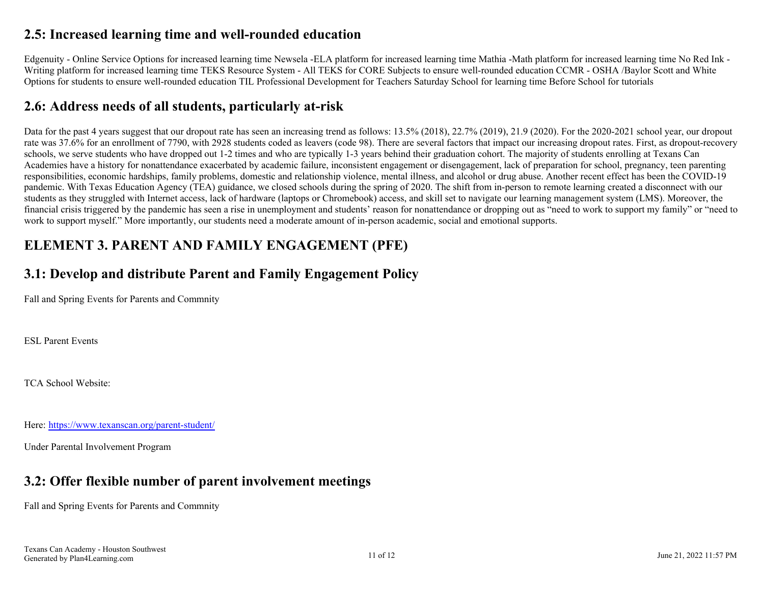## 2.5: Increased learning time and well-rounded education

Edgenuity - Online Service Options for increased learning time Newsela -ELA platform for increased learning time Mathia -Math platform for increased learning time No Red Ink - Writing platform for increased learning time TEKS Resource System - All TEKS for CORE Subjects to ensure well-rounded education CCMR - OSHA /Baylor Scott and White Options for students to ensure well-rounded education TIL Professional Development for Teachers Saturday School for learning time Before School for tutorials

## 2.6: Address needs of all students, particularly at-risk

Data for the past 4 years suggest that our dropout rate has seen an increasing trend as follows: 13.5% (2018), 22.7% (2019), 21.9 (2020). For the 2020-2021 school year, our dropout rate was 37.6% for an enrollment of 7790, with 2928 students coded as leavers (code 98). There are several factors that impact our increasing dropout rates. First, as dropout-recovery schools, we serve students who have dropped out 1-2 times and who are typically 1-3 years behind their graduation cohort. The majority of students enrolling at Texans Can Academies have a history for nonattendance exacerbated by academic failure, inconsistent engagement or disengagement, lack of preparation for school, pregnancy, teen parenting responsibilities, economic hardships, family problems, domestic and relationship violence, mental illness, and alcohol or drug abuse. Another recent effect has been the COVID-19 pandemic. With Texas Education Agency (TEA) guidance, we closed schools during the spring of 2020. The shift from in-person to remote learning created a disconnect with our students as they struggled with Internet access, lack of hardware (laptops or Chromebook) access, and skill set to navigate our learning management system (LMS). Moreover, the financial crisis triggered by the pandemic has seen a rise in unemployment and students' reason for nonattendance or dropping out as "need to work to support my family" or "need to work to support myself." More importantly, our students need a moderate amount of in-person academic, social and emotional supports.

# ELEMENT 3. PARENT AND FAMILY ENGAGEMENT (PFE)

## 3.1: Develop and distribute Parent and Family Engagement Policy

Fall and Spring Events for Parents and Commnity

ESL Parent Events

TCA School Website:

Here: https://www.texanscan.org/parent-student/

Under Parental Involvement Program

## 3.2: Offer flexible number of parent involvement meetings

Fall and Spring Events for Parents and Commnity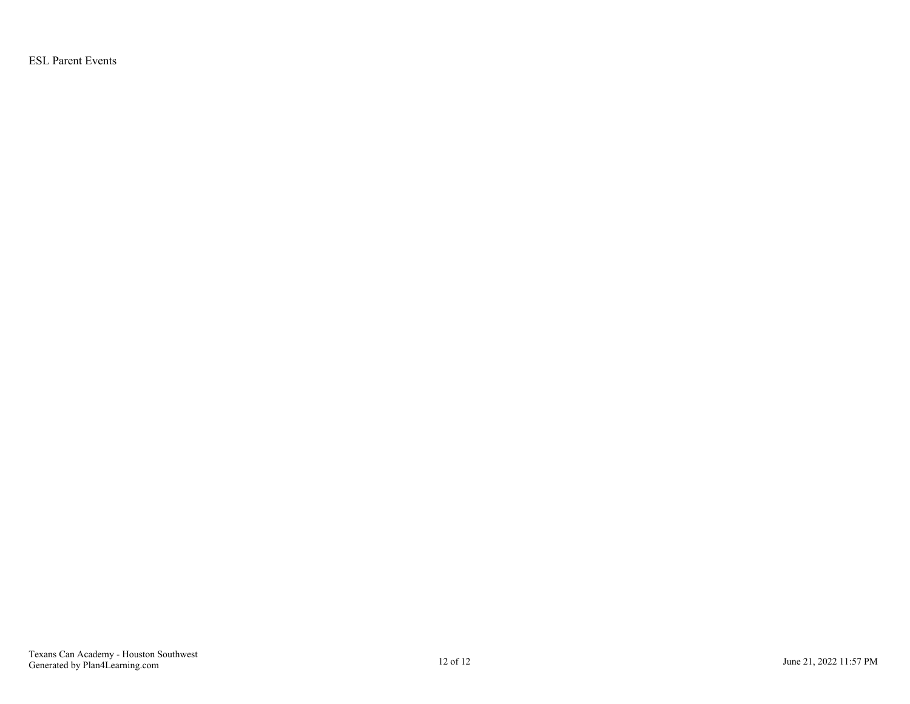ESL Parent Events